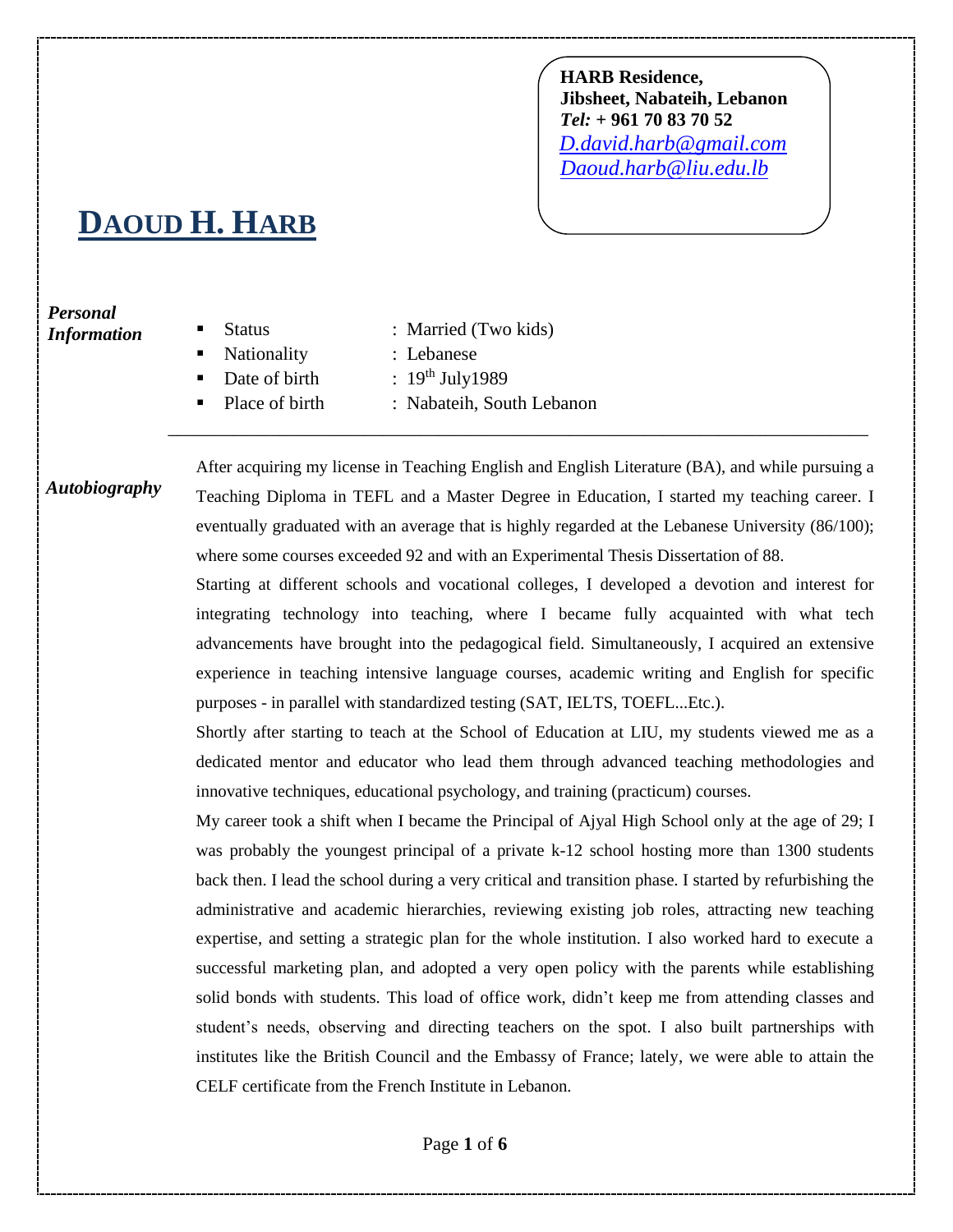**HARB Residence,**
**Jibsheet, Nabateih, Lebanon**
***Tel:* + 961 70 83 70 52**
*D.david.harb@gmail.com*
*Daoud.harb@liu.edu.lb*

# DAOUD H. HARB

***Personal Information***

- Status : Married (Two kids)
- Nationality : Lebanese
- Date of birth : 19th July1989
- Place of birth : Nabateih, South Lebanon

***Autobiography***

After acquiring my license in Teaching English and English Literature (BA), and while pursuing a Teaching Diploma in TEFL and a Master Degree in Education, I started my teaching career. I eventually graduated with an average that is highly regarded at the Lebanese University (86/100); where some courses exceeded 92 and with an Experimental Thesis Dissertation of 88.

Starting at different schools and vocational colleges, I developed a devotion and interest for integrating technology into teaching, where I became fully acquainted with what tech advancements have brought into the pedagogical field. Simultaneously, I acquired an extensive experience in teaching intensive language courses, academic writing and English for specific purposes - in parallel with standardized testing (SAT, IELTS, TOEFL...Etc.).

Shortly after starting to teach at the School of Education at LIU, my students viewed me as a dedicated mentor and educator who lead them through advanced teaching methodologies and innovative techniques, educational psychology, and training (practicum) courses.

My career took a shift when I became the Principal of Ajyal High School only at the age of 29; I was probably the youngest principal of a private k-12 school hosting more than 1300 students back then. I lead the school during a very critical and transition phase. I started by refurbishing the administrative and academic hierarchies, reviewing existing job roles, attracting new teaching expertise, and setting a strategic plan for the whole institution. I also worked hard to execute a successful marketing plan, and adopted a very open policy with the parents while establishing solid bonds with students. This load of office work, didn't keep me from attending classes and student's needs, observing and directing teachers on the spot. I also built partnerships with institutes like the British Council and the Embassy of France; lately, we were able to attain the CELF certificate from the French Institute in Lebanon.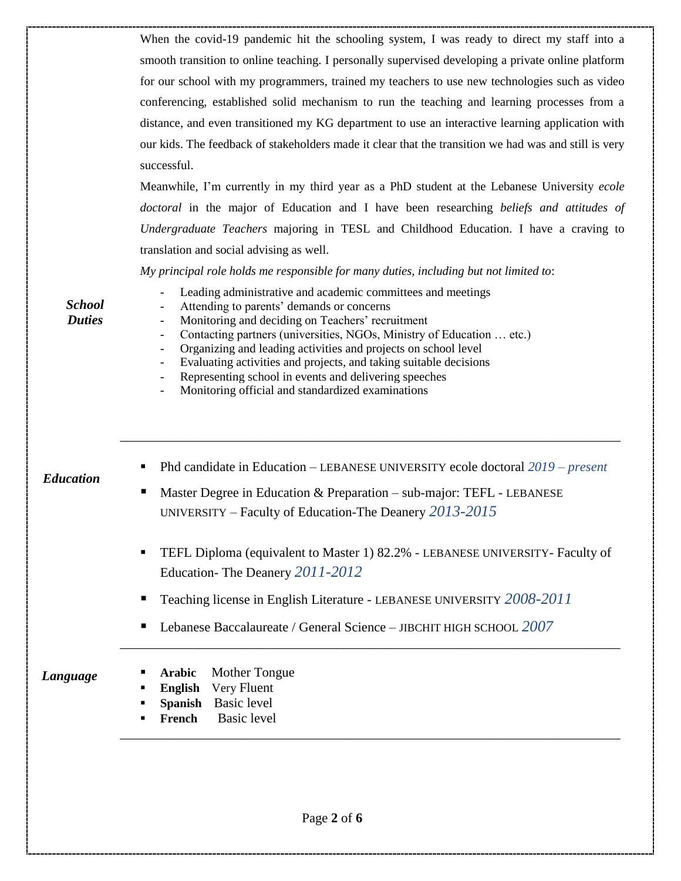When the covid-19 pandemic hit the schooling system, I was ready to direct my staff into a smooth transition to online teaching. I personally supervised developing a private online platform for our school with my programmers, trained my teachers to use new technologies such as video conferencing, established solid mechanism to run the teaching and learning processes from a distance, and even transitioned my KG department to use an interactive learning application with our kids. The feedback of stakeholders made it clear that the transition we had was and still is very successful.

Meanwhile, I'm currently in my third year as a PhD student at the Lebanese University *ecole doctoral* in the major of Education and I have been researching *beliefs and attitudes of Undergraduate Teachers* majoring in TESL and Childhood Education. I have a craving to translation and social advising as well.

***School Duties***

*My principal role holds me responsible for many duties, including but not limited to*:

- Leading administrative and academic committees and meetings
- Attending to parents' demands or concerns
- Monitoring and deciding on Teachers' recruitment
- Contacting partners (universities, NGOs, Ministry of Education … etc.)
- Organizing and leading activities and projects on school level
- Evaluating activities and projects, and taking suitable decisions
- Representing school in events and delivering speeches
- Monitoring official and standardized examinations

---

***Education***

- Phd candidate in Education – LEBANESE UNIVERSITY ecole doctoral *2019 – present*
- Master Degree in Education & Preparation – sub-major: TEFL - LEBANESE UNIVERSITY – Faculty of Education-The Deanery *2013-2015*
- TEFL Diploma (equivalent to Master 1) 82.2% - LEBANESE UNIVERSITY- Faculty of Education- The Deanery *2011-2012*
- Teaching license in English Literature - LEBANESE UNIVERSITY *2008-2011*
- Lebanese Baccalaureate / General Science – JIBCHIT HIGH SCHOOL *2007*

---

***Language***

- **Arabic** Mother Tongue
- **English** Very Fluent
- **Spanish** Basic level
- **French** Basic level

---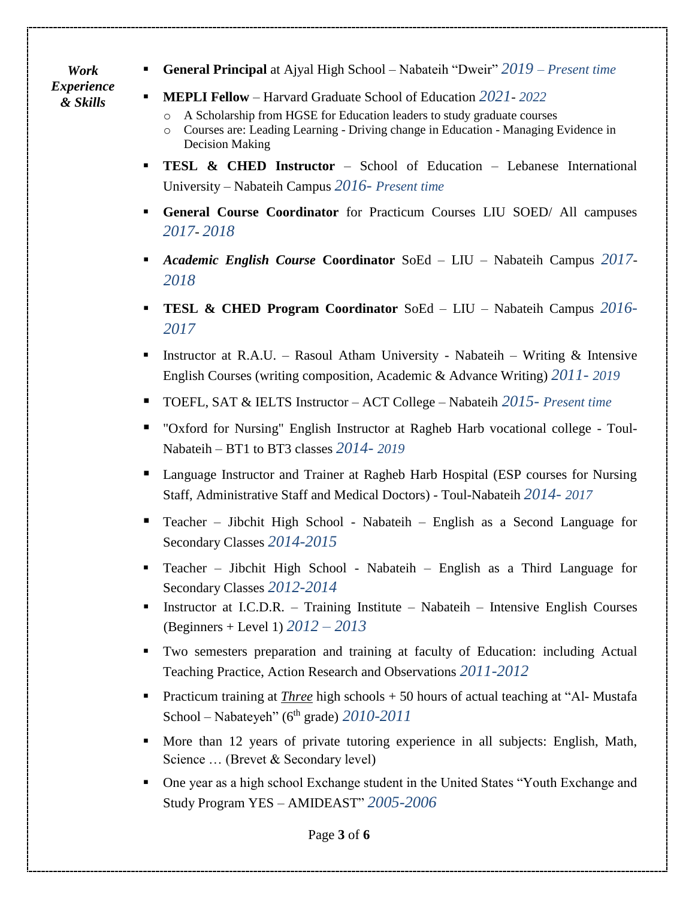***Work Experience & Skills***

- **General Principal** at Ajyal High School – Nabateih "Dweir" *2019 – Present time*
- **MEPLI Fellow** – Harvard Graduate School of Education *2021- 2022*
  - A Scholarship from HGSE for Education leaders to study graduate courses
  - Courses are: Leading Learning - Driving change in Education - Managing Evidence in Decision Making
- **TESL & CHED Instructor** – School of Education – Lebanese International University – Nabateih Campus *2016- Present time*
- **General Course Coordinator** for Practicum Courses LIU SOED/ All campuses *2017- 2018*
- ***Academic English Course* Coordinator** SoEd – LIU – Nabateih Campus *2017-2018*
- **TESL & CHED Program Coordinator** SoEd – LIU – Nabateih Campus *2016-2017*
- Instructor at R.A.U. – Rasoul Atham University - Nabateih – Writing & Intensive English Courses (writing composition, Academic & Advance Writing) *2011- 2019*
- TOEFL, SAT & IELTS Instructor – ACT College – Nabateih *2015- Present time*
- "Oxford for Nursing" English Instructor at Ragheb Harb vocational college - Toul-Nabateih – BT1 to BT3 classes *2014- 2019*
- Language Instructor and Trainer at Ragheb Harb Hospital (ESP courses for Nursing Staff, Administrative Staff and Medical Doctors) - Toul-Nabateih *2014- 2017*
- Teacher – Jibchit High School - Nabateih – English as a Second Language for Secondary Classes *2014-2015*
- Teacher – Jibchit High School - Nabateih – English as a Third Language for Secondary Classes *2012-2014*
- Instructor at I.C.D.R. – Training Institute – Nabateih – Intensive English Courses (Beginners + Level 1) *2012 – 2013*
- Two semesters preparation and training at faculty of Education: including Actual Teaching Practice, Action Research and Observations *2011-2012*
- Practicum training at ***Three*** high schools + 50 hours of actual teaching at "Al- Mustafa School – Nabateyeh" (6th grade) *2010-2011*
- More than 12 years of private tutoring experience in all subjects: English, Math, Science … (Brevet & Secondary level)
- One year as a high school Exchange student in the United States "Youth Exchange and Study Program YES – AMIDEAST" *2005-2006*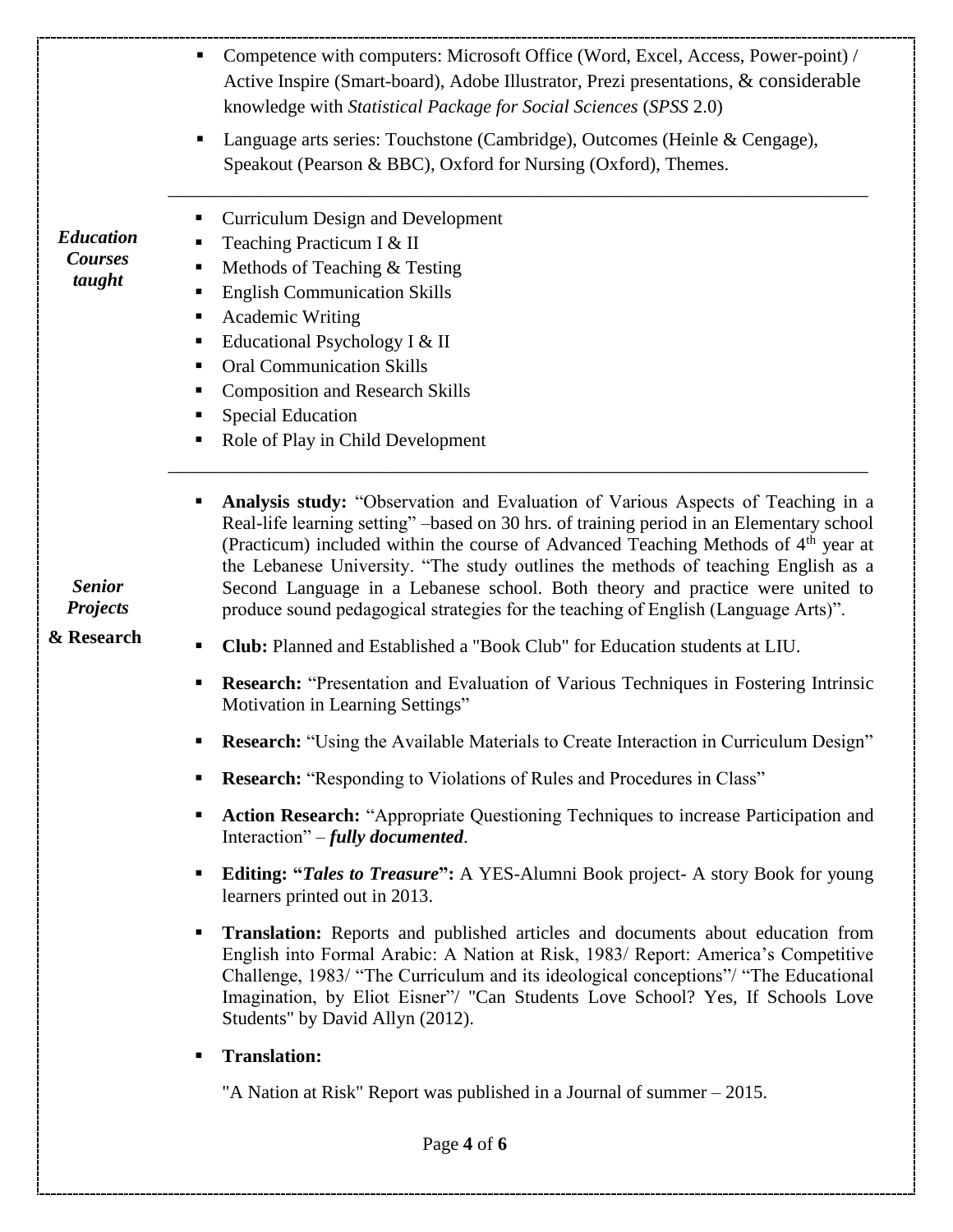- Competence with computers: Microsoft Office (Word, Excel, Access, Power-point) / Active Inspire (Smart-board), Adobe Illustrator, Prezi presentations, & considerable knowledge with *Statistical Package for Social Sciences* (*SPSS* 2.0)
- Language arts series: Touchstone (Cambridge), Outcomes (Heinle & Cengage), Speakout (Pearson & BBC), Oxford for Nursing (Oxford), Themes.

---

***Education Courses taught***

- Curriculum Design and Development
- Teaching Practicum I & II
- Methods of Teaching & Testing
- English Communication Skills
- Academic Writing
- Educational Psychology I & II
- Oral Communication Skills
- Composition and Research Skills
- Special Education
- Role of Play in Child Development

---

***Senior Projects* & Research**

- **Analysis study:** "Observation and Evaluation of Various Aspects of Teaching in a Real-life learning setting" –based on 30 hrs. of training period in an Elementary school (Practicum) included within the course of Advanced Teaching Methods of 4th year at the Lebanese University. "The study outlines the methods of teaching English as a Second Language in a Lebanese school. Both theory and practice were united to produce sound pedagogical strategies for the teaching of English (Language Arts)".
- **Club:** Planned and Established a "Book Club" for Education students at LIU.
- **Research:** "Presentation and Evaluation of Various Techniques in Fostering Intrinsic Motivation in Learning Settings"
- **Research:** "Using the Available Materials to Create Interaction in Curriculum Design"
- **Research:** "Responding to Violations of Rules and Procedures in Class"
- **Action Research:** "Appropriate Questioning Techniques to increase Participation and Interaction" – ***fully documented***.
- **Editing: "*Tales to Treasure*":** A YES-Alumni Book project- A story Book for young learners printed out in 2013.
- **Translation:** Reports and published articles and documents about education from English into Formal Arabic: A Nation at Risk, 1983/ Report: America's Competitive Challenge, 1983/ "The Curriculum and its ideological conceptions"/ "The Educational Imagination, by Eliot Eisner"/ "Can Students Love School? Yes, If Schools Love Students" by David Allyn (2012).
- **Translation:**

  "A Nation at Risk" Report was published in a Journal of summer – 2015.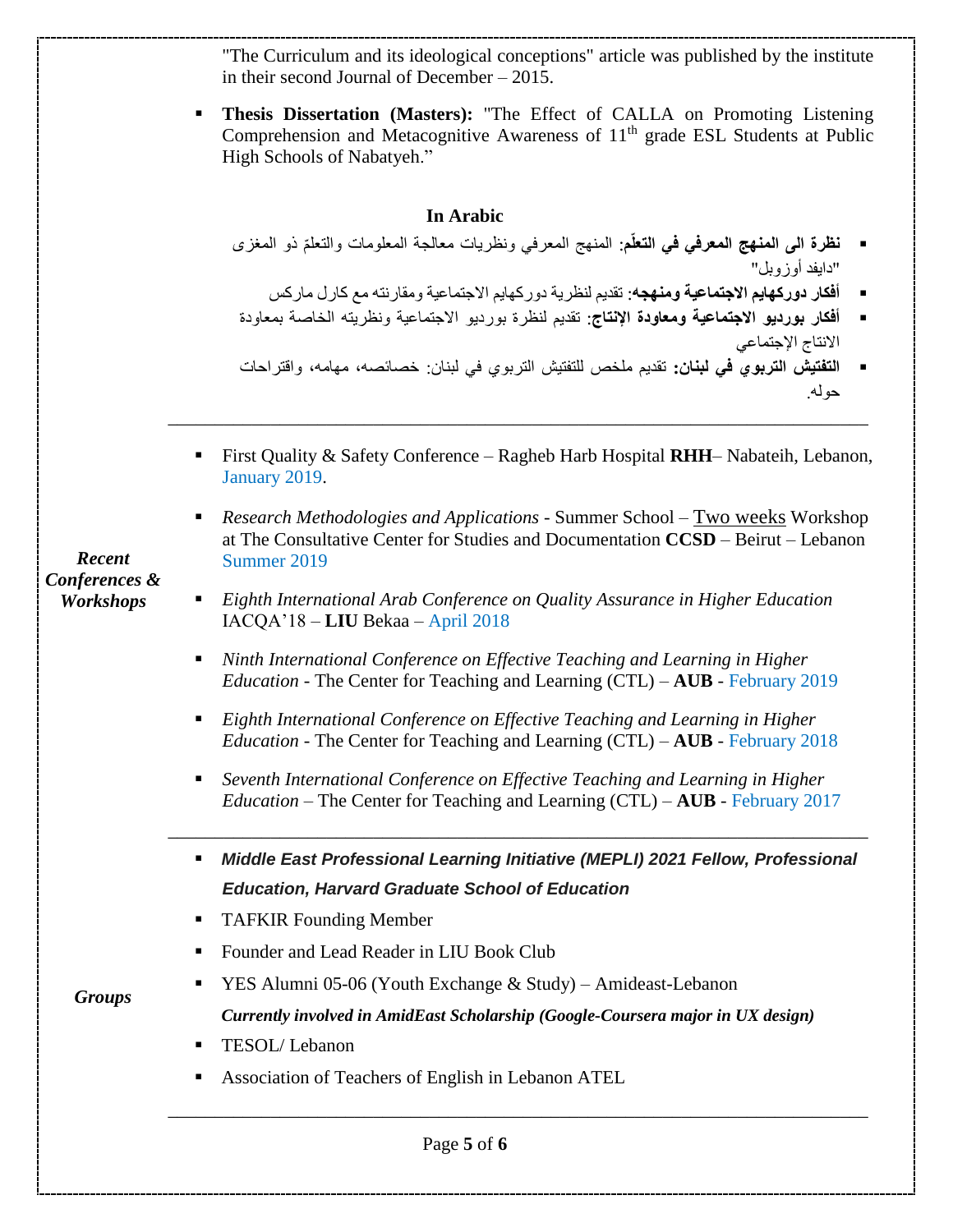"The Curriculum and its ideological conceptions" article was published by the institute in their second Journal of December – 2015.

- **Thesis Dissertation (Masters):** "The Effect of CALLA on Promoting Listening Comprehension and Metacognitive Awareness of 11th grade ESL Students at Public High Schools of Nabatyeh."

**In Arabic**

- **نظرة الى المنهج المعرفي في التعلّم**: المنهج المعرفي ونظريات معالجة المعلومات والتعلمّ ذو المغزى "دايفد أوزوبل"
- **أفكار دوركهايم الاجتماعية ومنهجه**: تقديم لنظرية دوركهايم الاجتماعية ومقارنته مع كارل ماركس
- **أفكار بورديو الاجتماعية ومعاودة الإنتاج**: تقديم لنظرة بورديو الاجتماعية ونظريته الخاصة بمعاودة الانتاج الإجتماعي
- **التفتيش التربوي في لبنان:** تقديم ملخص للتفتيش التربوي في لبنان: خصائصه، مهامه، واقتراحات حوله.

---

***Recent Conferences & Workshops***

- First Quality & Safety Conference – Ragheb Harb Hospital **RHH**– Nabateih, Lebanon, January 2019.
- *Research Methodologies and Applications* - Summer School – Two weeks Workshop at The Consultative Center for Studies and Documentation **CCSD** – Beirut – Lebanon Summer 2019
- *Eighth International Arab Conference on Quality Assurance in Higher Education* IACQA'18 – **LIU** Bekaa – April 2018
- *Ninth International Conference on Effective Teaching and Learning in Higher Education* - The Center for Teaching and Learning (CTL) – **AUB** - February 2019
- *Eighth International Conference on Effective Teaching and Learning in Higher Education* - The Center for Teaching and Learning (CTL) – **AUB** - February 2018
- *Seventh International Conference on Effective Teaching and Learning in Higher Education* – The Center for Teaching and Learning (CTL) – **AUB** - February 2017

---

***Groups***

- ***Middle East Professional Learning Initiative (MEPLI) 2021 Fellow, Professional Education, Harvard Graduate School of Education***
- TAFKIR Founding Member
- Founder and Lead Reader in LIU Book Club
- YES Alumni 05-06 (Youth Exchange & Study) – Amideast-Lebanon

  ***Currently involved in AmidEast Scholarship (Google-Coursera major in UX design)***
- TESOL/ Lebanon
- Association of Teachers of English in Lebanon ATEL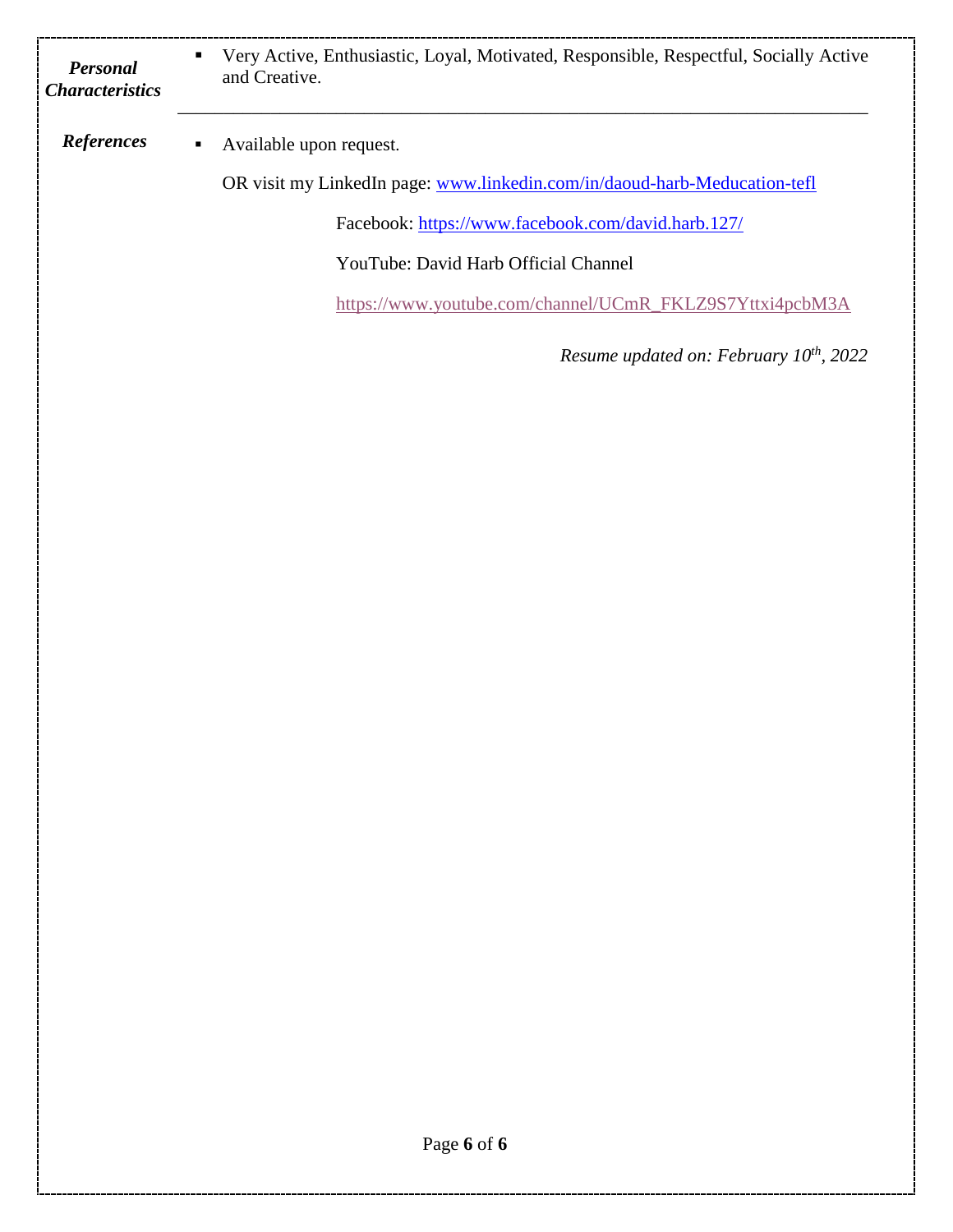***Personal Characteristics***

- Very Active, Enthusiastic, Loyal, Motivated, Responsible, Respectful, Socially Active and Creative.

---

***References***

- Available upon request.

OR visit my LinkedIn page: www.linkedin.com/in/daoud-harb-Meducation-tefl

Facebook: https://www.facebook.com/david.harb.127/

YouTube: David Harb Official Channel

https://www.youtube.com/channel/UCmR_FKLZ9S7Yttxi4pcbM3A

*Resume updated on: February 10th, 2022*